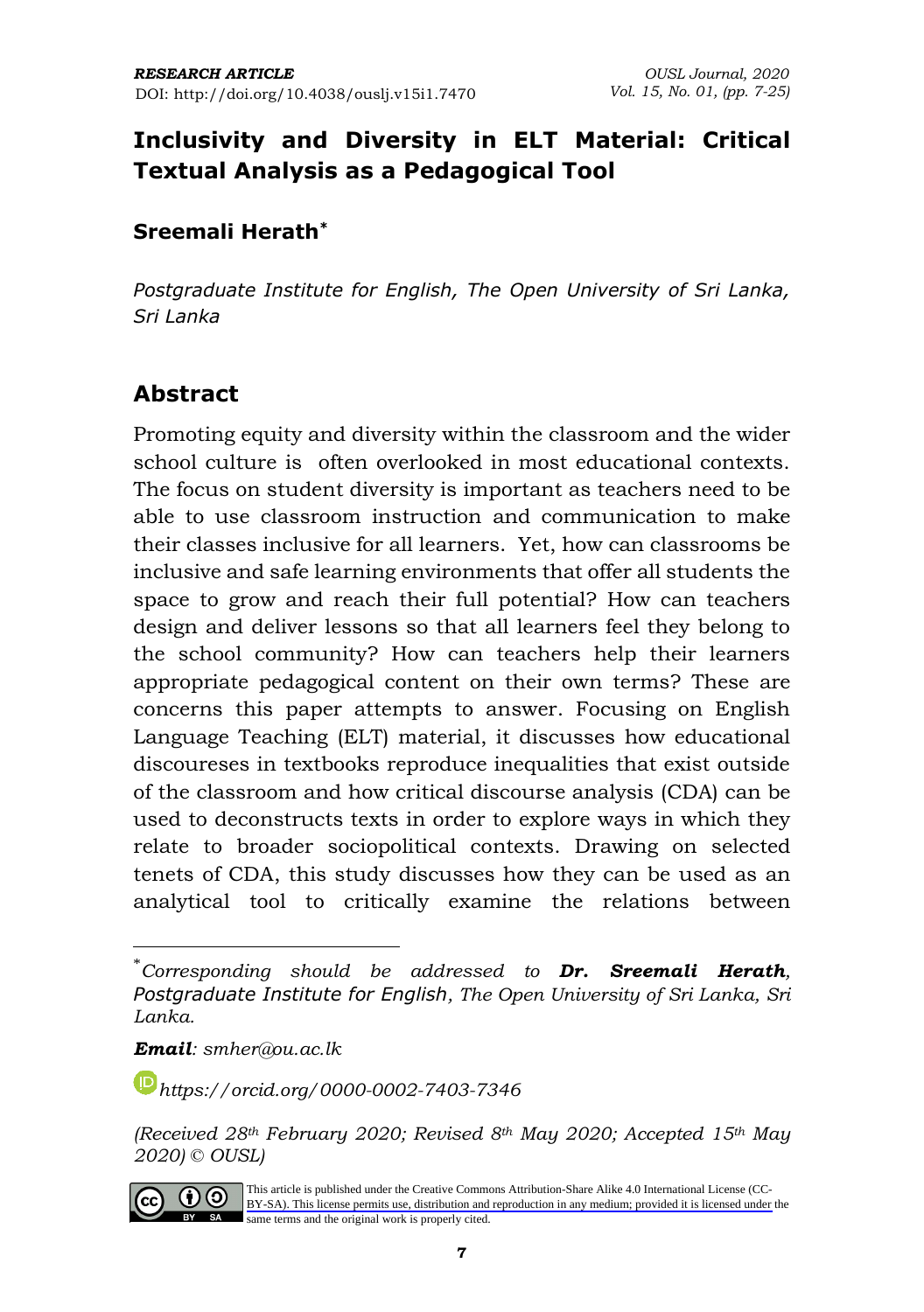***RESEARCH ARTICLE***
DOI: http://doi.org/10.4038/ouslj.v15i1.7470

# Inclusivity and Diversity in ELT Material: Critical Textual Analysis as a Pedagogical Tool

**Sreemali Herath***

*Postgraduate Institute for English, The Open University of Sri Lanka, Sri Lanka*

## Abstract

Promoting equity and diversity within the classroom and the wider school culture is often overlooked in most educational contexts. The focus on student diversity is important as teachers need to be able to use classroom instruction and communication to make their classes inclusive for all learners. Yet, how can classrooms be inclusive and safe learning environments that offer all students the space to grow and reach their full potential? How can teachers design and deliver lessons so that all learners feel they belong to the school community? How can teachers help their learners appropriate pedagogical content on their own terms? These are concerns this paper attempts to answer. Focusing on English Language Teaching (ELT) material, it discusses how educational discoureses in textbooks reproduce inequalities that exist outside of the classroom and how critical discourse analysis (CDA) can be used to deconstructs texts in order to explore ways in which they relate to broader sociopolitical contexts. Drawing on selected tenets of CDA, this study discusses how they can be used as an analytical tool to critically examine the relations between

---

*\*Corresponding should be addressed to **Dr. Sreemali Herath**, Postgraduate Institute for English, The Open University of Sri Lanka, Sri Lanka.*

***Email**: smher@ou.ac.lk*

*https://orcid.org/0000-0002-7403-7346*

*(Received 28th February 2020; Revised 8th May 2020; Accepted 15th May 2020) © OUSL)*

This article is published under the Creative Commons Attribution-Share Alike 4.0 International License (CC-BY-SA). This license permits use, distribution and reproduction in any medium; provided it is licensed under the same terms and the original work is properly cited.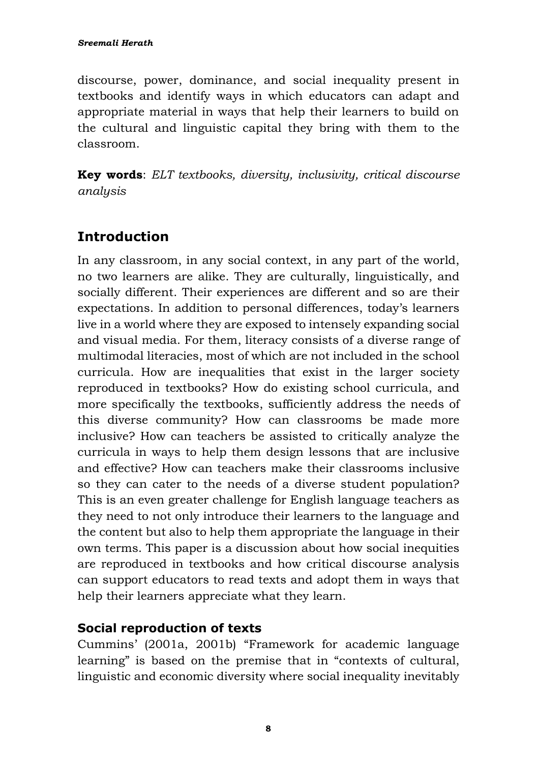discourse, power, dominance, and social inequality present in textbooks and identify ways in which educators can adapt and appropriate material in ways that help their learners to build on the cultural and linguistic capital they bring with them to the classroom.

**Key words**: *ELT textbooks, diversity, inclusivity, critical discourse analysis*

## Introduction

In any classroom, in any social context, in any part of the world, no two learners are alike. They are culturally, linguistically, and socially different. Their experiences are different and so are their expectations. In addition to personal differences, today's learners live in a world where they are exposed to intensely expanding social and visual media. For them, literacy consists of a diverse range of multimodal literacies, most of which are not included in the school curricula. How are inequalities that exist in the larger society reproduced in textbooks? How do existing school curricula, and more specifically the textbooks, sufficiently address the needs of this diverse community? How can classrooms be made more inclusive? How can teachers be assisted to critically analyze the curricula in ways to help them design lessons that are inclusive and effective? How can teachers make their classrooms inclusive so they can cater to the needs of a diverse student population? This is an even greater challenge for English language teachers as they need to not only introduce their learners to the language and the content but also to help them appropriate the language in their own terms. This paper is a discussion about how social inequities are reproduced in textbooks and how critical discourse analysis can support educators to read texts and adopt them in ways that help their learners appreciate what they learn.

### Social reproduction of texts

Cummins' (2001a, 2001b) "Framework for academic language learning" is based on the premise that in "contexts of cultural, linguistic and economic diversity where social inequality inevitably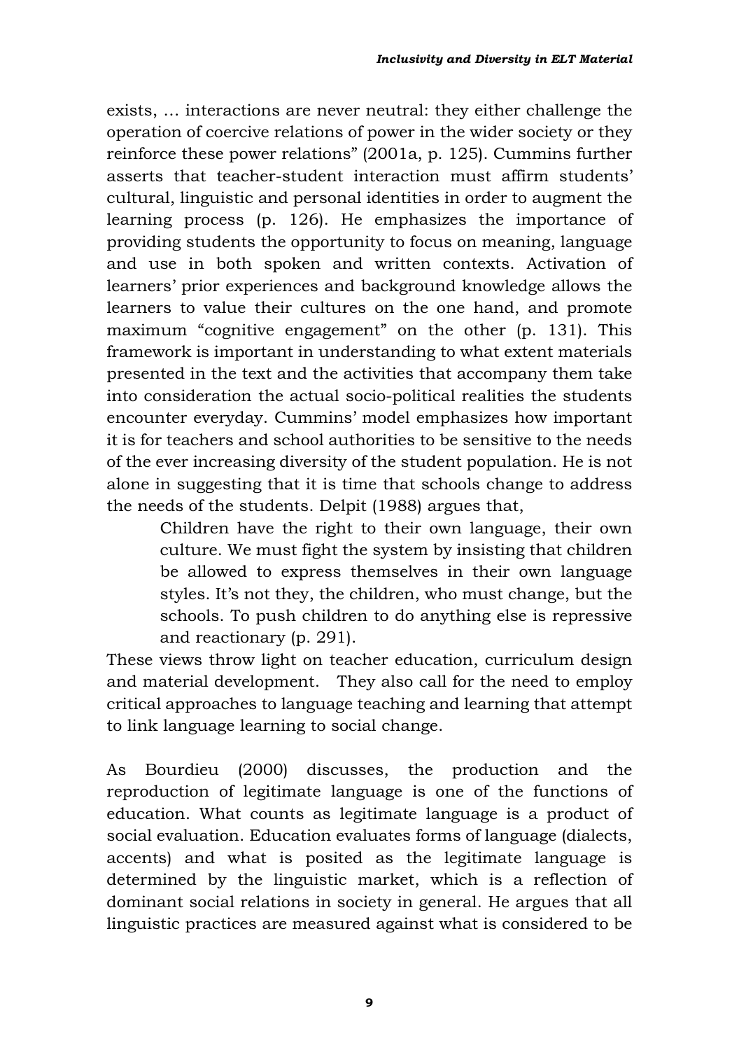exists, … interactions are never neutral: they either challenge the operation of coercive relations of power in the wider society or they reinforce these power relations" (2001a, p. 125). Cummins further asserts that teacher-student interaction must affirm students' cultural, linguistic and personal identities in order to augment the learning process (p. 126). He emphasizes the importance of providing students the opportunity to focus on meaning, language and use in both spoken and written contexts. Activation of learners' prior experiences and background knowledge allows the learners to value their cultures on the one hand, and promote maximum "cognitive engagement" on the other (p. 131). This framework is important in understanding to what extent materials presented in the text and the activities that accompany them take into consideration the actual socio-political realities the students encounter everyday. Cummins' model emphasizes how important it is for teachers and school authorities to be sensitive to the needs of the ever increasing diversity of the student population. He is not alone in suggesting that it is time that schools change to address the needs of the students. Delpit (1988) argues that,

> Children have the right to their own language, their own culture. We must fight the system by insisting that children be allowed to express themselves in their own language styles. It's not they, the children, who must change, but the schools. To push children to do anything else is repressive and reactionary (p. 291).

These views throw light on teacher education, curriculum design and material development. They also call for the need to employ critical approaches to language teaching and learning that attempt to link language learning to social change.

As Bourdieu (2000) discusses, the production and the reproduction of legitimate language is one of the functions of education. What counts as legitimate language is a product of social evaluation. Education evaluates forms of language (dialects, accents) and what is posited as the legitimate language is determined by the linguistic market, which is a reflection of dominant social relations in society in general. He argues that all linguistic practices are measured against what is considered to be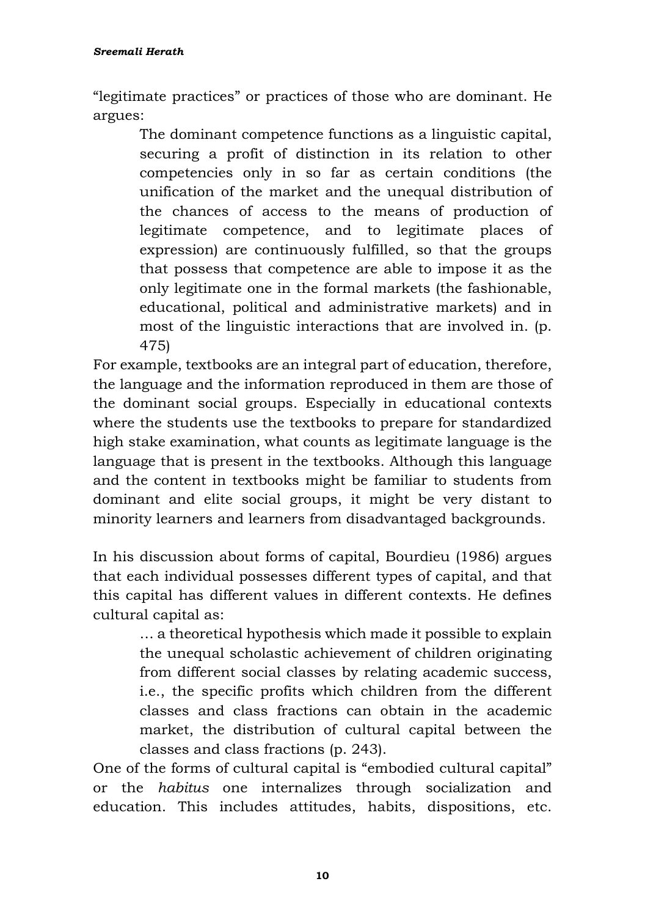"legitimate practices" or practices of those who are dominant. He argues:

> The dominant competence functions as a linguistic capital, securing a profit of distinction in its relation to other competencies only in so far as certain conditions (the unification of the market and the unequal distribution of the chances of access to the means of production of legitimate competence, and to legitimate places of expression) are continuously fulfilled, so that the groups that possess that competence are able to impose it as the only legitimate one in the formal markets (the fashionable, educational, political and administrative markets) and in most of the linguistic interactions that are involved in. (p. 475)

For example, textbooks are an integral part of education, therefore, the language and the information reproduced in them are those of the dominant social groups. Especially in educational contexts where the students use the textbooks to prepare for standardized high stake examination, what counts as legitimate language is the language that is present in the textbooks. Although this language and the content in textbooks might be familiar to students from dominant and elite social groups, it might be very distant to minority learners and learners from disadvantaged backgrounds.

In his discussion about forms of capital, Bourdieu (1986) argues that each individual possesses different types of capital, and that this capital has different values in different contexts. He defines cultural capital as:

> … a theoretical hypothesis which made it possible to explain the unequal scholastic achievement of children originating from different social classes by relating academic success, i.e., the specific profits which children from the different classes and class fractions can obtain in the academic market, the distribution of cultural capital between the classes and class fractions (p. 243).

One of the forms of cultural capital is "embodied cultural capital" or the *habitus* one internalizes through socialization and education. This includes attitudes, habits, dispositions, etc.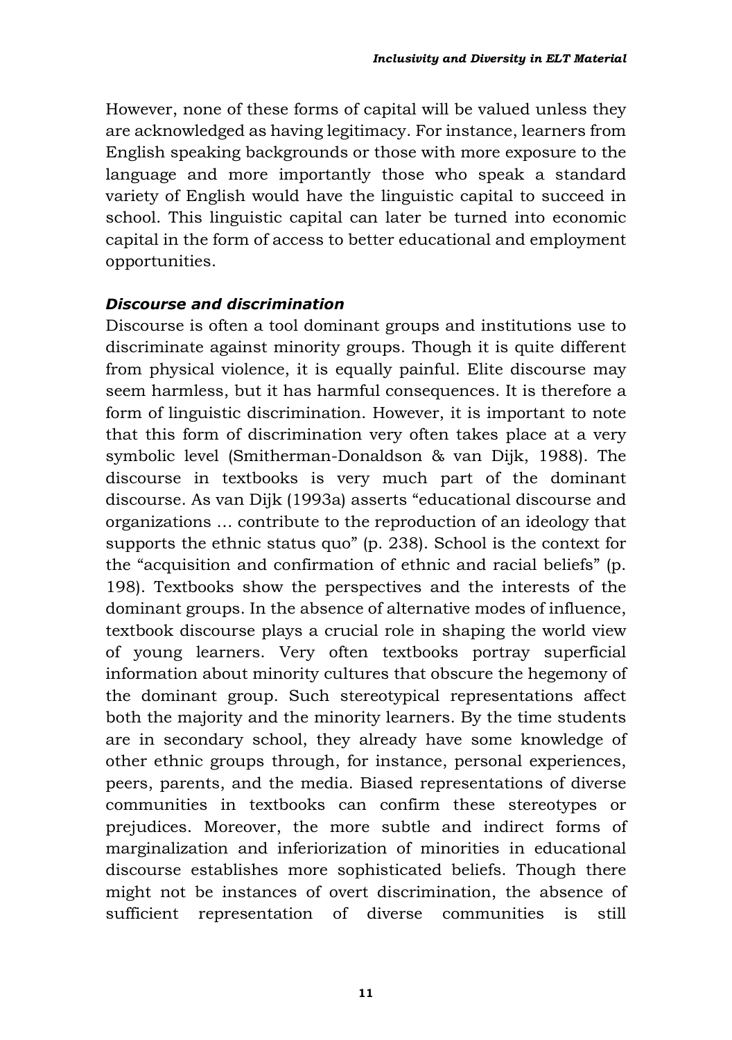However, none of these forms of capital will be valued unless they are acknowledged as having legitimacy. For instance, learners from English speaking backgrounds or those with more exposure to the language and more importantly those who speak a standard variety of English would have the linguistic capital to succeed in school. This linguistic capital can later be turned into economic capital in the form of access to better educational and employment opportunities.

### *Discourse and discrimination*

Discourse is often a tool dominant groups and institutions use to discriminate against minority groups. Though it is quite different from physical violence, it is equally painful. Elite discourse may seem harmless, but it has harmful consequences. It is therefore a form of linguistic discrimination. However, it is important to note that this form of discrimination very often takes place at a very symbolic level (Smitherman-Donaldson & van Dijk, 1988). The discourse in textbooks is very much part of the dominant discourse. As van Dijk (1993a) asserts "educational discourse and organizations … contribute to the reproduction of an ideology that supports the ethnic status quo" (p. 238). School is the context for the "acquisition and confirmation of ethnic and racial beliefs" (p. 198). Textbooks show the perspectives and the interests of the dominant groups. In the absence of alternative modes of influence, textbook discourse plays a crucial role in shaping the world view of young learners. Very often textbooks portray superficial information about minority cultures that obscure the hegemony of the dominant group. Such stereotypical representations affect both the majority and the minority learners. By the time students are in secondary school, they already have some knowledge of other ethnic groups through, for instance, personal experiences, peers, parents, and the media. Biased representations of diverse communities in textbooks can confirm these stereotypes or prejudices. Moreover, the more subtle and indirect forms of marginalization and inferiorization of minorities in educational discourse establishes more sophisticated beliefs. Though there might not be instances of overt discrimination, the absence of sufficient representation of diverse communities is still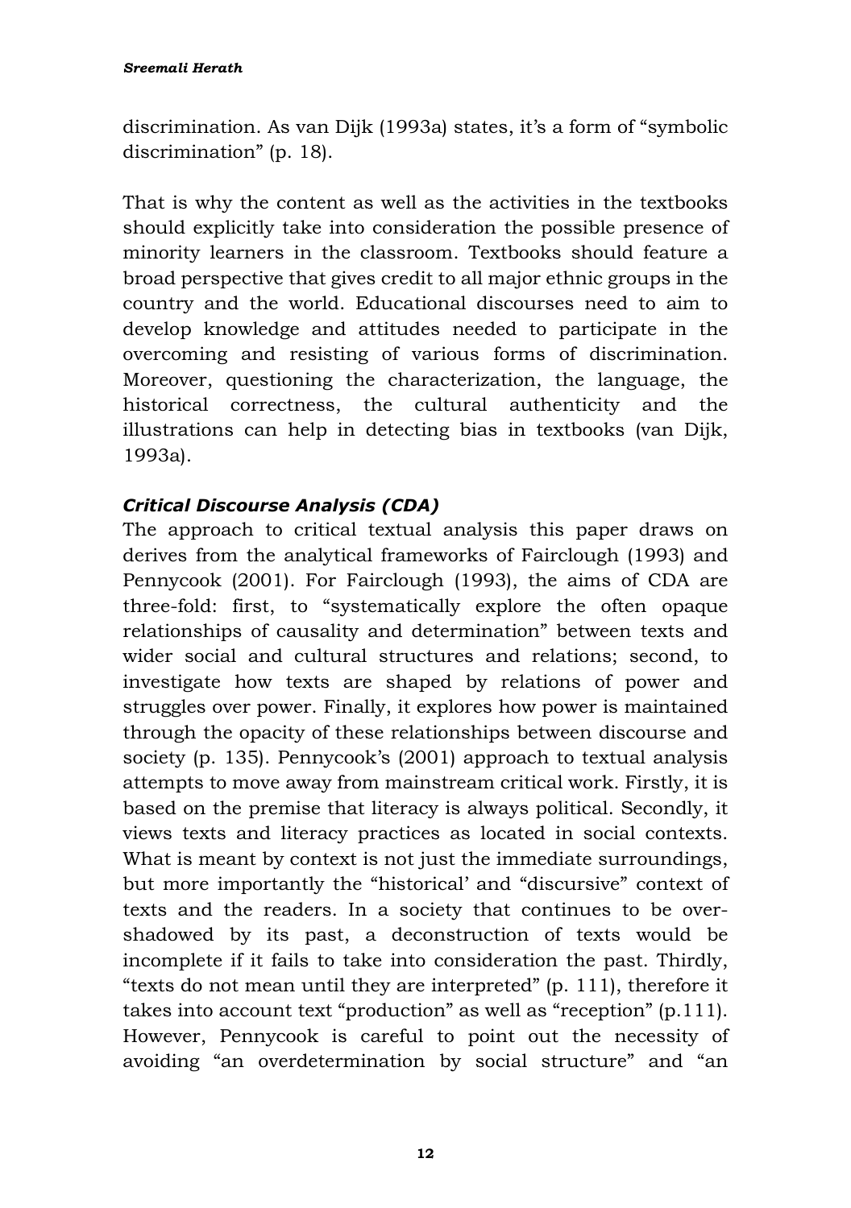discrimination. As van Dijk (1993a) states, it's a form of "symbolic discrimination" (p. 18).

That is why the content as well as the activities in the textbooks should explicitly take into consideration the possible presence of minority learners in the classroom. Textbooks should feature a broad perspective that gives credit to all major ethnic groups in the country and the world. Educational discourses need to aim to develop knowledge and attitudes needed to participate in the overcoming and resisting of various forms of discrimination. Moreover, questioning the characterization, the language, the historical correctness, the cultural authenticity and the illustrations can help in detecting bias in textbooks (van Dijk, 1993a).

### *Critical Discourse Analysis (CDA)*

The approach to critical textual analysis this paper draws on derives from the analytical frameworks of Fairclough (1993) and Pennycook (2001). For Fairclough (1993), the aims of CDA are three-fold: first, to "systematically explore the often opaque relationships of causality and determination" between texts and wider social and cultural structures and relations; second, to investigate how texts are shaped by relations of power and struggles over power. Finally, it explores how power is maintained through the opacity of these relationships between discourse and society (p. 135). Pennycook's (2001) approach to textual analysis attempts to move away from mainstream critical work. Firstly, it is based on the premise that literacy is always political. Secondly, it views texts and literacy practices as located in social contexts. What is meant by context is not just the immediate surroundings, but more importantly the "historical' and "discursive" context of texts and the readers. In a society that continues to be over-shadowed by its past, a deconstruction of texts would be incomplete if it fails to take into consideration the past. Thirdly, "texts do not mean until they are interpreted" (p. 111), therefore it takes into account text "production" as well as "reception" (p.111). However, Pennycook is careful to point out the necessity of avoiding "an overdetermination by social structure" and "an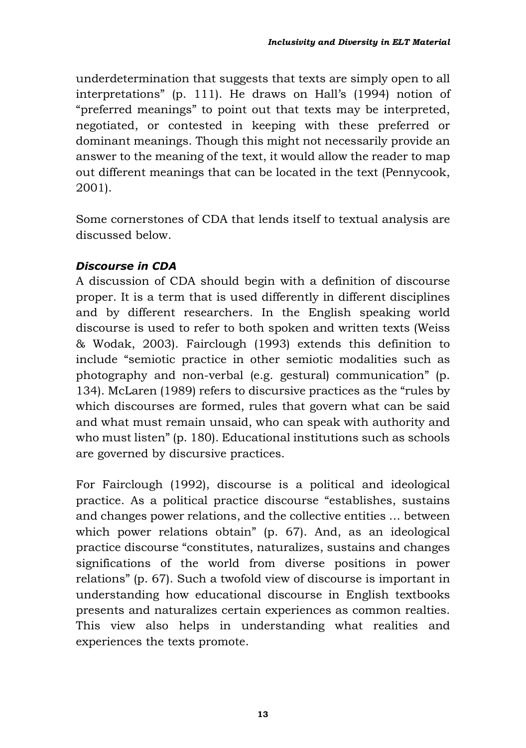underdetermination that suggests that texts are simply open to all interpretations" (p. 111). He draws on Hall's (1994) notion of "preferred meanings" to point out that texts may be interpreted, negotiated, or contested in keeping with these preferred or dominant meanings. Though this might not necessarily provide an answer to the meaning of the text, it would allow the reader to map out different meanings that can be located in the text (Pennycook, 2001).

Some cornerstones of CDA that lends itself to textual analysis are discussed below.

### *Discourse in CDA*

A discussion of CDA should begin with a definition of discourse proper. It is a term that is used differently in different disciplines and by different researchers. In the English speaking world discourse is used to refer to both spoken and written texts (Weiss & Wodak, 2003). Fairclough (1993) extends this definition to include "semiotic practice in other semiotic modalities such as photography and non-verbal (e.g. gestural) communication" (p. 134). McLaren (1989) refers to discursive practices as the "rules by which discourses are formed, rules that govern what can be said and what must remain unsaid, who can speak with authority and who must listen" (p. 180). Educational institutions such as schools are governed by discursive practices.

For Fairclough (1992), discourse is a political and ideological practice. As a political practice discourse "establishes, sustains and changes power relations, and the collective entities … between which power relations obtain" (p. 67). And, as an ideological practice discourse "constitutes, naturalizes, sustains and changes significations of the world from diverse positions in power relations" (p. 67). Such a twofold view of discourse is important in understanding how educational discourse in English textbooks presents and naturalizes certain experiences as common realties. This view also helps in understanding what realities and experiences the texts promote.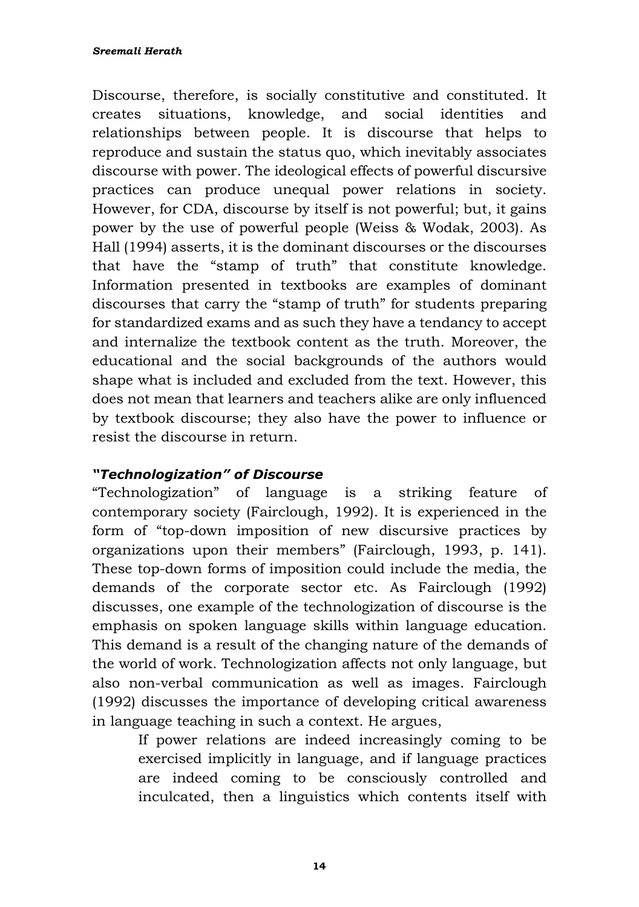Discourse, therefore, is socially constitutive and constituted. It creates situations, knowledge, and social identities and relationships between people. It is discourse that helps to reproduce and sustain the status quo, which inevitably associates discourse with power. The ideological effects of powerful discursive practices can produce unequal power relations in society. However, for CDA, discourse by itself is not powerful; but, it gains power by the use of powerful people (Weiss & Wodak, 2003). As Hall (1994) asserts, it is the dominant discourses or the discourses that have the "stamp of truth" that constitute knowledge. Information presented in textbooks are examples of dominant discourses that carry the "stamp of truth" for students preparing for standardized exams and as such they have a tendancy to accept and internalize the textbook content as the truth. Moreover, the educational and the social backgrounds of the authors would shape what is included and excluded from the text. However, this does not mean that learners and teachers alike are only influenced by textbook discourse; they also have the power to influence or resist the discourse in return.

### *"Technologization" of Discourse*

"Technologization" of language is a striking feature of contemporary society (Fairclough, 1992). It is experienced in the form of "top-down imposition of new discursive practices by organizations upon their members" (Fairclough, 1993, p. 141). These top-down forms of imposition could include the media, the demands of the corporate sector etc. As Fairclough (1992) discusses, one example of the technologization of discourse is the emphasis on spoken language skills within language education. This demand is a result of the changing nature of the demands of the world of work. Technologization affects not only language, but also non-verbal communication as well as images. Fairclough (1992) discusses the importance of developing critical awareness in language teaching in such a context. He argues,

> If power relations are indeed increasingly coming to be exercised implicitly in language, and if language practices are indeed coming to be consciously controlled and inculcated, then a linguistics which contents itself with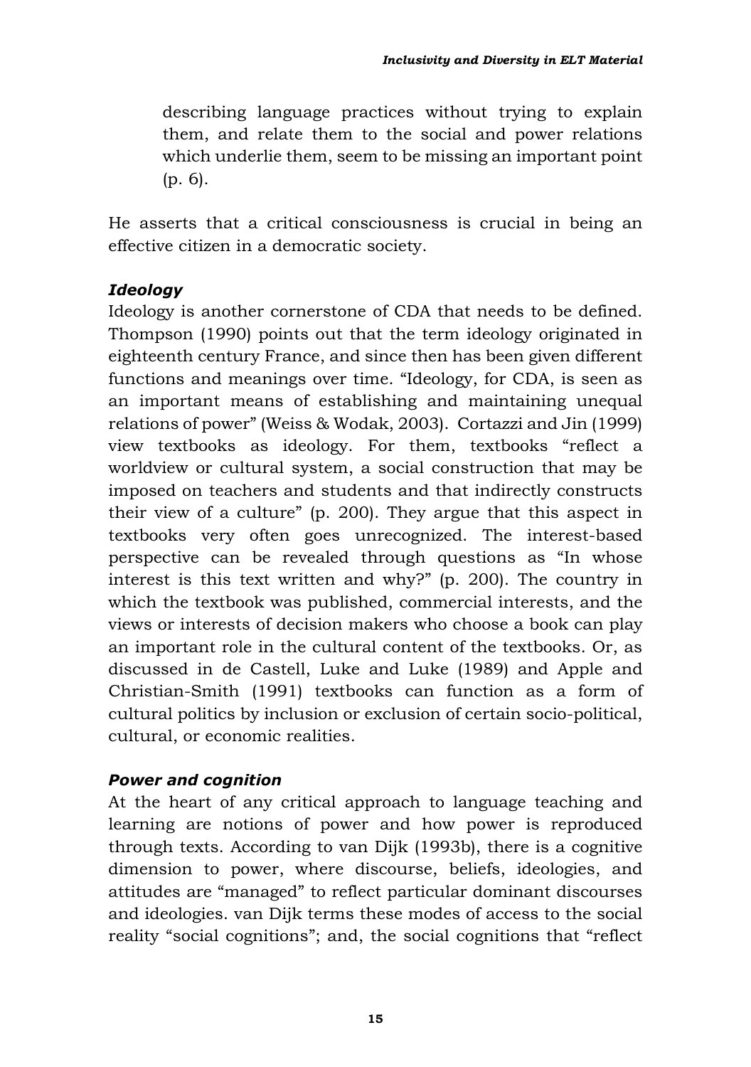> describing language practices without trying to explain them, and relate them to the social and power relations which underlie them, seem to be missing an important point (p. 6).

He asserts that a critical consciousness is crucial in being an effective citizen in a democratic society.

### *Ideology*

Ideology is another cornerstone of CDA that needs to be defined. Thompson (1990) points out that the term ideology originated in eighteenth century France, and since then has been given different functions and meanings over time. "Ideology, for CDA, is seen as an important means of establishing and maintaining unequal relations of power" (Weiss & Wodak, 2003). Cortazzi and Jin (1999) view textbooks as ideology. For them, textbooks "reflect a worldview or cultural system, a social construction that may be imposed on teachers and students and that indirectly constructs their view of a culture" (p. 200). They argue that this aspect in textbooks very often goes unrecognized. The interest-based perspective can be revealed through questions as "In whose interest is this text written and why?" (p. 200). The country in which the textbook was published, commercial interests, and the views or interests of decision makers who choose a book can play an important role in the cultural content of the textbooks. Or, as discussed in de Castell, Luke and Luke (1989) and Apple and Christian-Smith (1991) textbooks can function as a form of cultural politics by inclusion or exclusion of certain socio-political, cultural, or economic realities.

### *Power and cognition*

At the heart of any critical approach to language teaching and learning are notions of power and how power is reproduced through texts. According to van Dijk (1993b), there is a cognitive dimension to power, where discourse, beliefs, ideologies, and attitudes are "managed" to reflect particular dominant discourses and ideologies. van Dijk terms these modes of access to the social reality "social cognitions"; and, the social cognitions that "reflect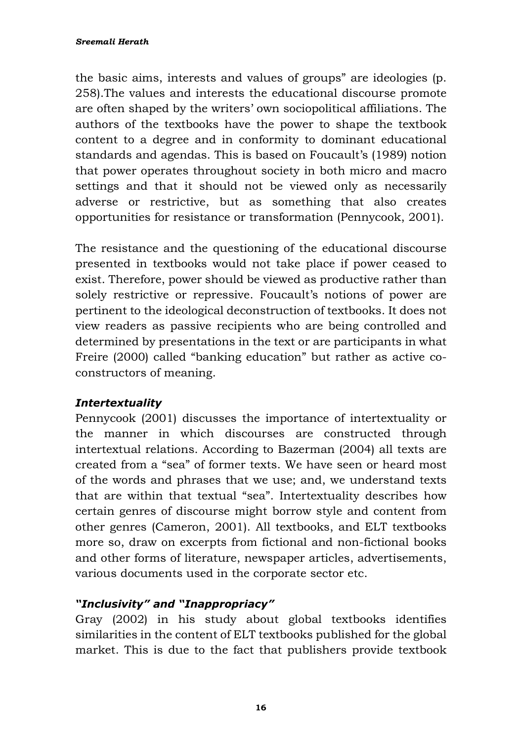the basic aims, interests and values of groups" are ideologies (p. 258).The values and interests the educational discourse promote are often shaped by the writers' own sociopolitical affiliations. The authors of the textbooks have the power to shape the textbook content to a degree and in conformity to dominant educational standards and agendas. This is based on Foucault's (1989) notion that power operates throughout society in both micro and macro settings and that it should not be viewed only as necessarily adverse or restrictive, but as something that also creates opportunities for resistance or transformation (Pennycook, 2001).

The resistance and the questioning of the educational discourse presented in textbooks would not take place if power ceased to exist. Therefore, power should be viewed as productive rather than solely restrictive or repressive. Foucault's notions of power are pertinent to the ideological deconstruction of textbooks. It does not view readers as passive recipients who are being controlled and determined by presentations in the text or are participants in what Freire (2000) called "banking education" but rather as active co-constructors of meaning.

### *Intertextuality*

Pennycook (2001) discusses the importance of intertextuality or the manner in which discourses are constructed through intertextual relations. According to Bazerman (2004) all texts are created from a "sea" of former texts. We have seen or heard most of the words and phrases that we use; and, we understand texts that are within that textual "sea". Intertextuality describes how certain genres of discourse might borrow style and content from other genres (Cameron, 2001). All textbooks, and ELT textbooks more so, draw on excerpts from fictional and non-fictional books and other forms of literature, newspaper articles, advertisements, various documents used in the corporate sector etc.

### *"Inclusivity" and "Inappropriacy"*

Gray (2002) in his study about global textbooks identifies similarities in the content of ELT textbooks published for the global market. This is due to the fact that publishers provide textbook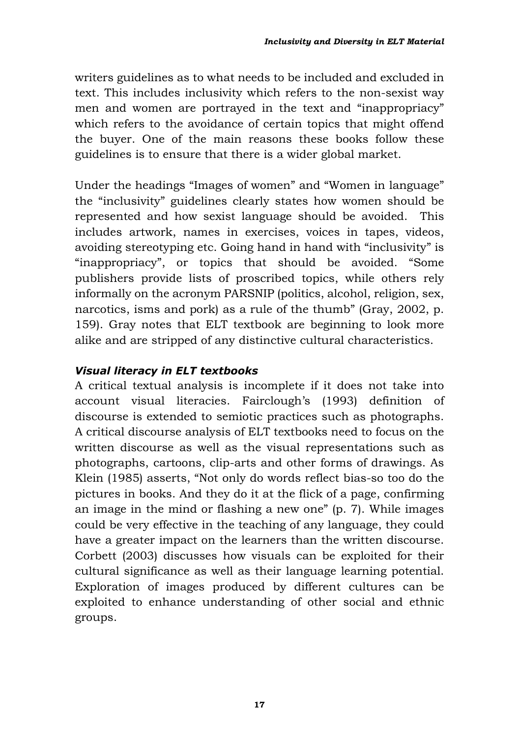writers guidelines as to what needs to be included and excluded in text. This includes inclusivity which refers to the non-sexist way men and women are portrayed in the text and "inappropriacy" which refers to the avoidance of certain topics that might offend the buyer. One of the main reasons these books follow these guidelines is to ensure that there is a wider global market.

Under the headings "Images of women" and "Women in language" the "inclusivity" guidelines clearly states how women should be represented and how sexist language should be avoided. This includes artwork, names in exercises, voices in tapes, videos, avoiding stereotyping etc. Going hand in hand with "inclusivity" is "inappropriacy", or topics that should be avoided. "Some publishers provide lists of proscribed topics, while others rely informally on the acronym PARSNIP (politics, alcohol, religion, sex, narcotics, isms and pork) as a rule of the thumb" (Gray, 2002, p. 159). Gray notes that ELT textbook are beginning to look more alike and are stripped of any distinctive cultural characteristics.

### *Visual literacy in ELT textbooks*

A critical textual analysis is incomplete if it does not take into account visual literacies. Fairclough's (1993) definition of discourse is extended to semiotic practices such as photographs. A critical discourse analysis of ELT textbooks need to focus on the written discourse as well as the visual representations such as photographs, cartoons, clip-arts and other forms of drawings. As Klein (1985) asserts, "Not only do words reflect bias-so too do the pictures in books. And they do it at the flick of a page, confirming an image in the mind or flashing a new one" (p. 7). While images could be very effective in the teaching of any language, they could have a greater impact on the learners than the written discourse. Corbett (2003) discusses how visuals can be exploited for their cultural significance as well as their language learning potential. Exploration of images produced by different cultures can be exploited to enhance understanding of other social and ethnic groups.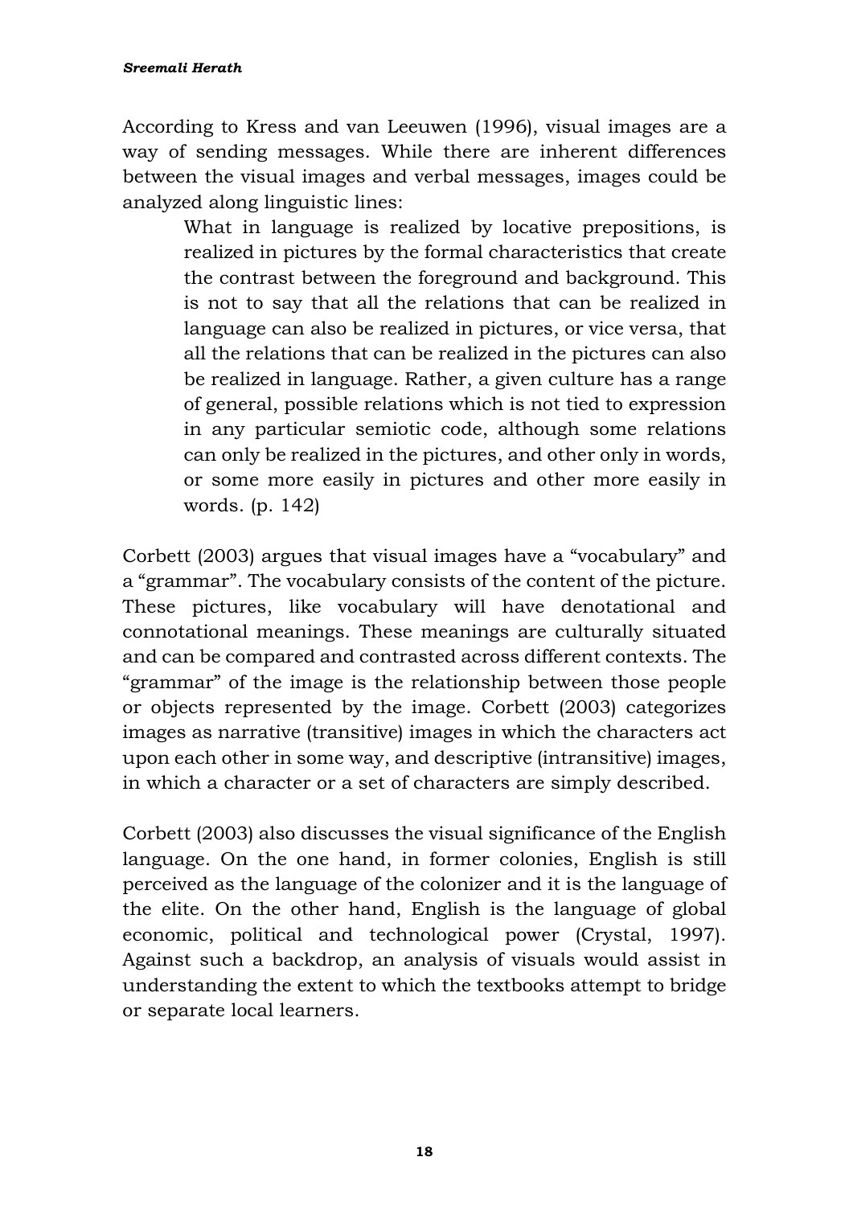According to Kress and van Leeuwen (1996), visual images are a way of sending messages. While there are inherent differences between the visual images and verbal messages, images could be analyzed along linguistic lines:

> What in language is realized by locative prepositions, is realized in pictures by the formal characteristics that create the contrast between the foreground and background. This is not to say that all the relations that can be realized in language can also be realized in pictures, or vice versa, that all the relations that can be realized in the pictures can also be realized in language. Rather, a given culture has a range of general, possible relations which is not tied to expression in any particular semiotic code, although some relations can only be realized in the pictures, and other only in words, or some more easily in pictures and other more easily in words. (p. 142)

Corbett (2003) argues that visual images have a "vocabulary" and a "grammar". The vocabulary consists of the content of the picture. These pictures, like vocabulary will have denotational and connotational meanings. These meanings are culturally situated and can be compared and contrasted across different contexts. The "grammar" of the image is the relationship between those people or objects represented by the image. Corbett (2003) categorizes images as narrative (transitive) images in which the characters act upon each other in some way, and descriptive (intransitive) images, in which a character or a set of characters are simply described.

Corbett (2003) also discusses the visual significance of the English language. On the one hand, in former colonies, English is still perceived as the language of the colonizer and it is the language of the elite. On the other hand, English is the language of global economic, political and technological power (Crystal, 1997). Against such a backdrop, an analysis of visuals would assist in understanding the extent to which the textbooks attempt to bridge or separate local learners.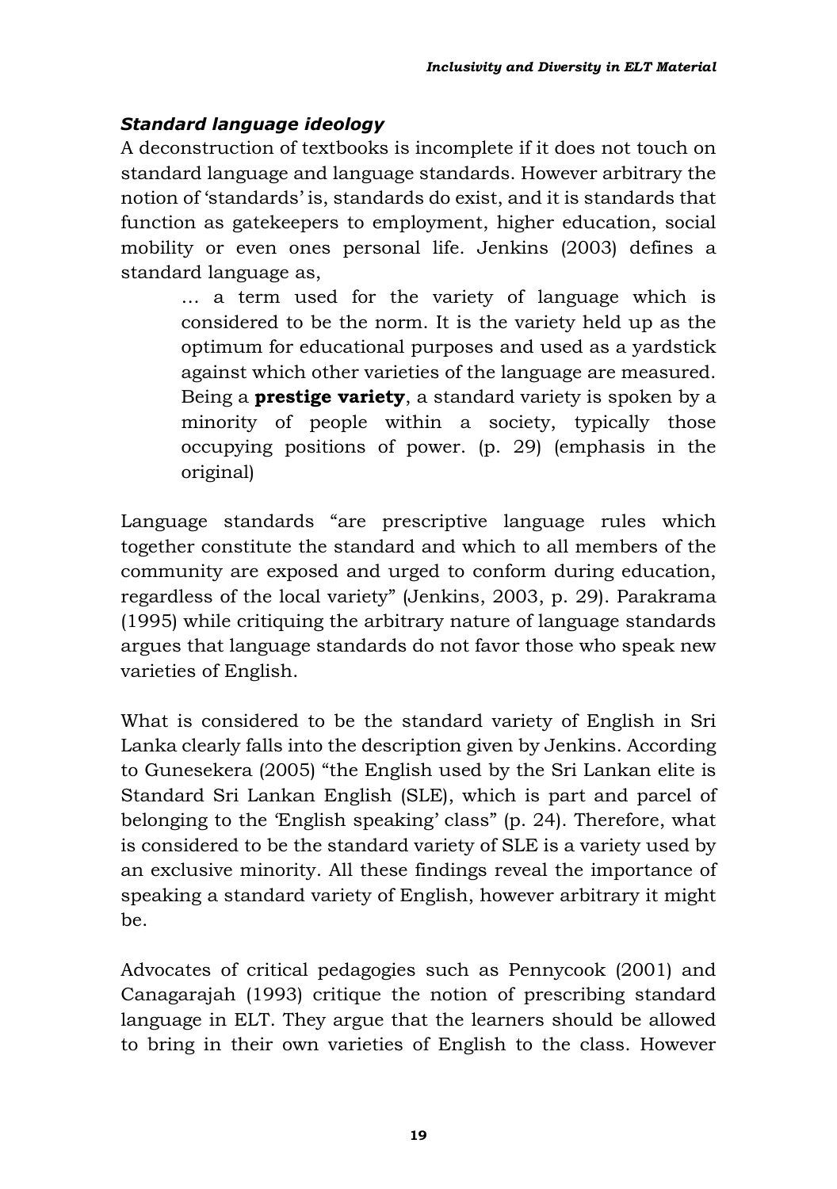### *Standard language ideology*

A deconstruction of textbooks is incomplete if it does not touch on standard language and language standards. However arbitrary the notion of 'standards' is, standards do exist, and it is standards that function as gatekeepers to employment, higher education, social mobility or even ones personal life. Jenkins (2003) defines a standard language as,

> … a term used for the variety of language which is considered to be the norm. It is the variety held up as the optimum for educational purposes and used as a yardstick against which other varieties of the language are measured. Being a **prestige variety**, a standard variety is spoken by a minority of people within a society, typically those occupying positions of power. (p. 29) (emphasis in the original)

Language standards "are prescriptive language rules which together constitute the standard and which to all members of the community are exposed and urged to conform during education, regardless of the local variety" (Jenkins, 2003, p. 29). Parakrama (1995) while critiquing the arbitrary nature of language standards argues that language standards do not favor those who speak new varieties of English.

What is considered to be the standard variety of English in Sri Lanka clearly falls into the description given by Jenkins. According to Gunesekera (2005) "the English used by the Sri Lankan elite is Standard Sri Lankan English (SLE), which is part and parcel of belonging to the 'English speaking' class" (p. 24). Therefore, what is considered to be the standard variety of SLE is a variety used by an exclusive minority. All these findings reveal the importance of speaking a standard variety of English, however arbitrary it might be.

Advocates of critical pedagogies such as Pennycook (2001) and Canagarajah (1993) critique the notion of prescribing standard language in ELT. They argue that the learners should be allowed to bring in their own varieties of English to the class. However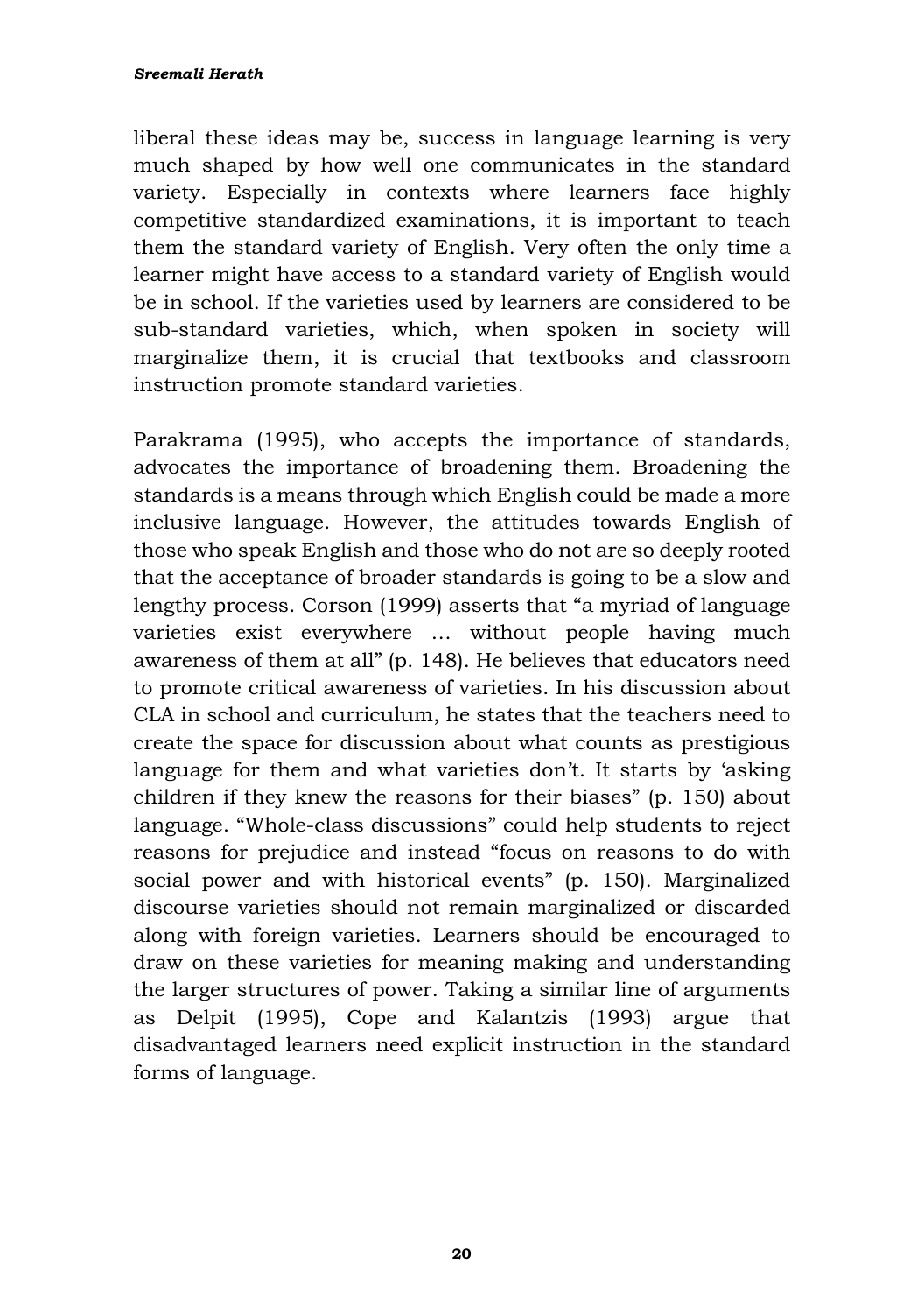liberal these ideas may be, success in language learning is very much shaped by how well one communicates in the standard variety. Especially in contexts where learners face highly competitive standardized examinations, it is important to teach them the standard variety of English. Very often the only time a learner might have access to a standard variety of English would be in school. If the varieties used by learners are considered to be sub-standard varieties, which, when spoken in society will marginalize them, it is crucial that textbooks and classroom instruction promote standard varieties.

Parakrama (1995), who accepts the importance of standards, advocates the importance of broadening them. Broadening the standards is a means through which English could be made a more inclusive language. However, the attitudes towards English of those who speak English and those who do not are so deeply rooted that the acceptance of broader standards is going to be a slow and lengthy process. Corson (1999) asserts that "a myriad of language varieties exist everywhere … without people having much awareness of them at all" (p. 148). He believes that educators need to promote critical awareness of varieties. In his discussion about CLA in school and curriculum, he states that the teachers need to create the space for discussion about what counts as prestigious language for them and what varieties don't. It starts by 'asking children if they knew the reasons for their biases" (p. 150) about language. "Whole-class discussions" could help students to reject reasons for prejudice and instead "focus on reasons to do with social power and with historical events" (p. 150). Marginalized discourse varieties should not remain marginalized or discarded along with foreign varieties. Learners should be encouraged to draw on these varieties for meaning making and understanding the larger structures of power. Taking a similar line of arguments as Delpit (1995), Cope and Kalantzis (1993) argue that disadvantaged learners need explicit instruction in the standard forms of language.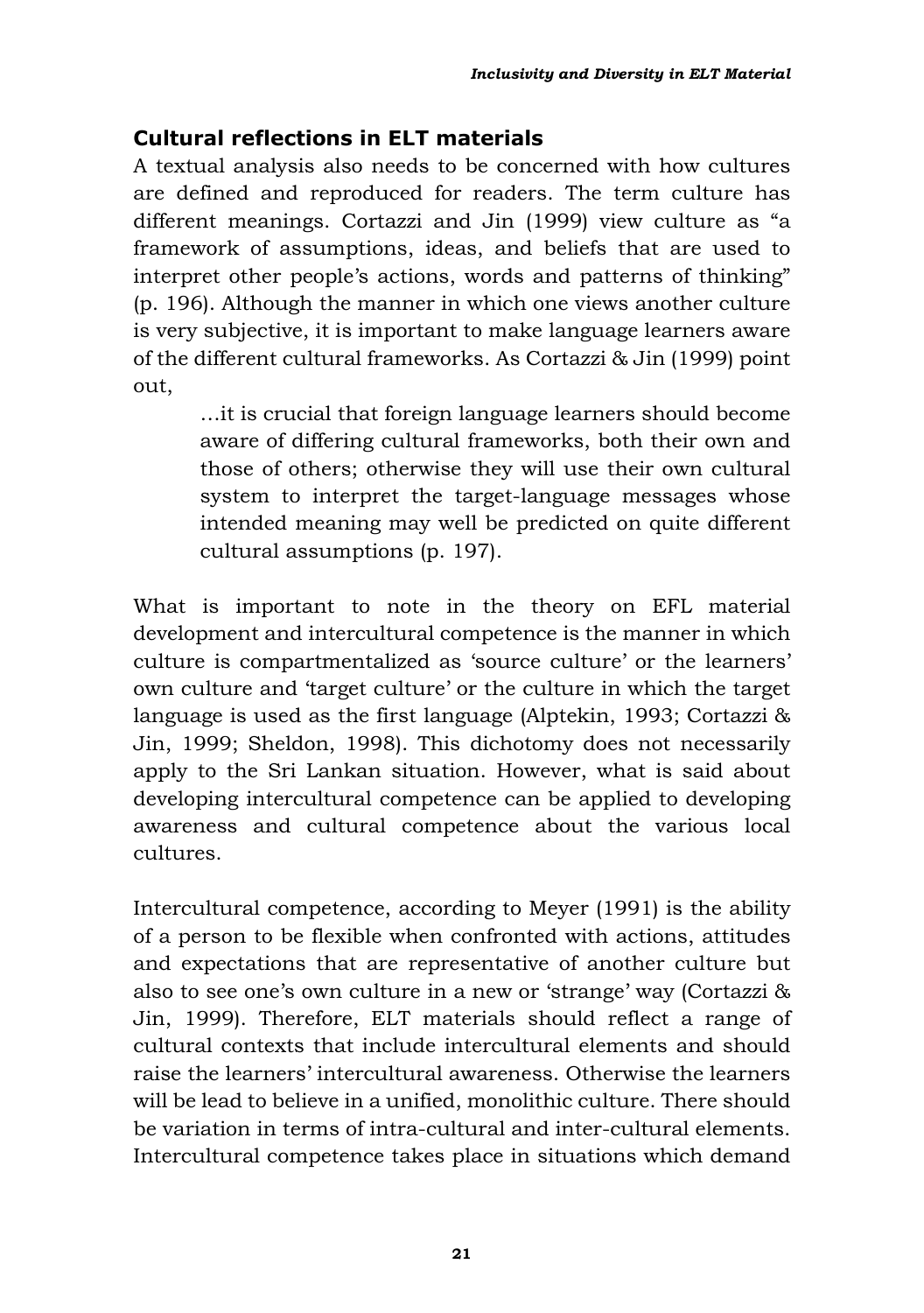## Cultural reflections in ELT materials

A textual analysis also needs to be concerned with how cultures are defined and reproduced for readers. The term culture has different meanings. Cortazzi and Jin (1999) view culture as "a framework of assumptions, ideas, and beliefs that are used to interpret other people's actions, words and patterns of thinking" (p. 196). Although the manner in which one views another culture is very subjective, it is important to make language learners aware of the different cultural frameworks. As Cortazzi & Jin (1999) point out,

> …it is crucial that foreign language learners should become aware of differing cultural frameworks, both their own and those of others; otherwise they will use their own cultural system to interpret the target-language messages whose intended meaning may well be predicted on quite different cultural assumptions (p. 197).

What is important to note in the theory on EFL material development and intercultural competence is the manner in which culture is compartmentalized as 'source culture' or the learners' own culture and 'target culture' or the culture in which the target language is used as the first language (Alptekin, 1993; Cortazzi & Jin, 1999; Sheldon, 1998). This dichotomy does not necessarily apply to the Sri Lankan situation. However, what is said about developing intercultural competence can be applied to developing awareness and cultural competence about the various local cultures.

Intercultural competence, according to Meyer (1991) is the ability of a person to be flexible when confronted with actions, attitudes and expectations that are representative of another culture but also to see one's own culture in a new or 'strange' way (Cortazzi & Jin, 1999). Therefore, ELT materials should reflect a range of cultural contexts that include intercultural elements and should raise the learners' intercultural awareness. Otherwise the learners will be lead to believe in a unified, monolithic culture. There should be variation in terms of intra-cultural and inter-cultural elements. Intercultural competence takes place in situations which demand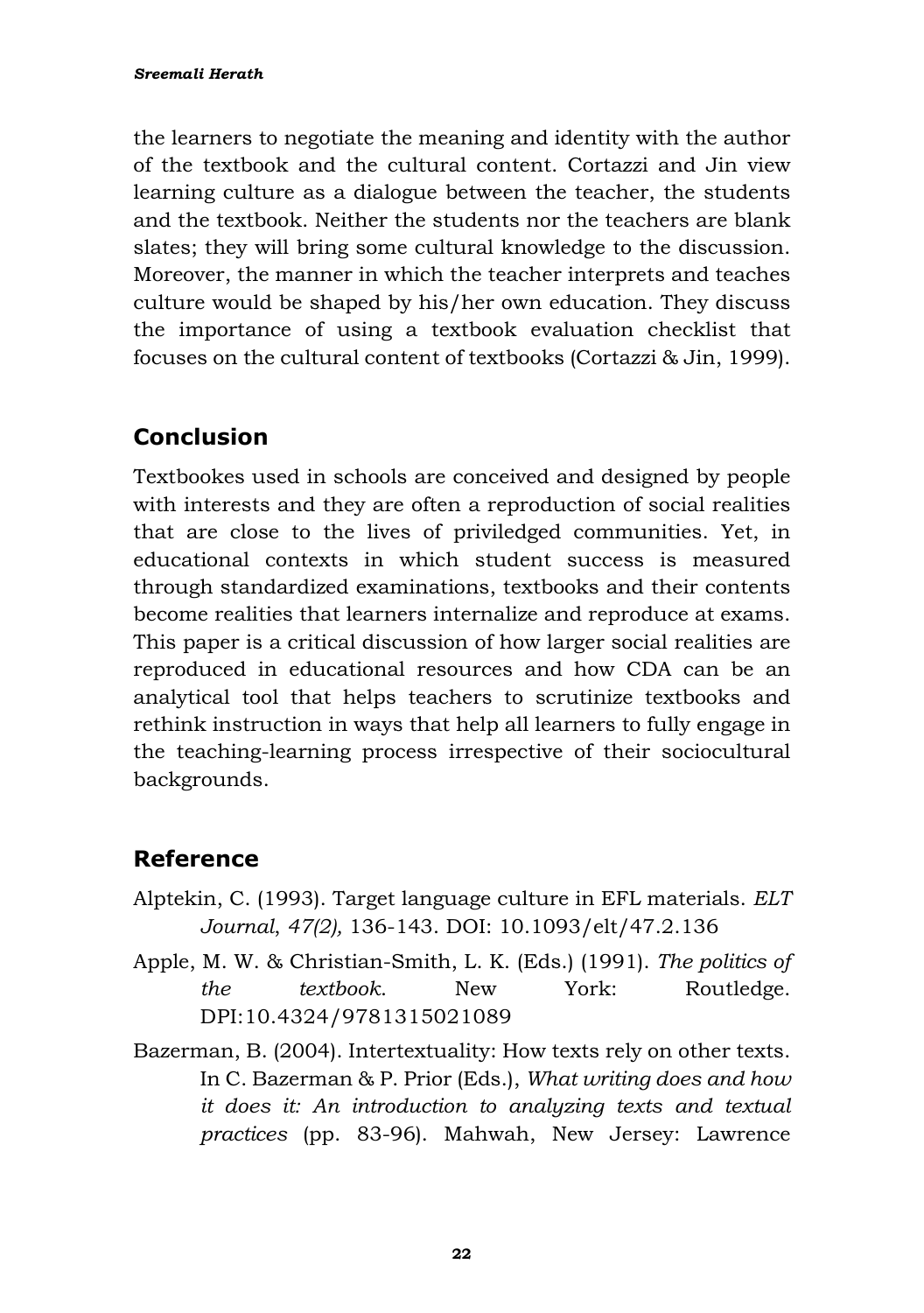the learners to negotiate the meaning and identity with the author of the textbook and the cultural content. Cortazzi and Jin view learning culture as a dialogue between the teacher, the students and the textbook. Neither the students nor the teachers are blank slates; they will bring some cultural knowledge to the discussion. Moreover, the manner in which the teacher interprets and teaches culture would be shaped by his/her own education. They discuss the importance of using a textbook evaluation checklist that focuses on the cultural content of textbooks (Cortazzi & Jin, 1999).

## Conclusion

Textbookes used in schools are conceived and designed by people with interests and they are often a reproduction of social realities that are close to the lives of priviledged communities. Yet, in educational contexts in which student success is measured through standardized examinations, textbooks and their contents become realities that learners internalize and reproduce at exams. This paper is a critical discussion of how larger social realities are reproduced in educational resources and how CDA can be an analytical tool that helps teachers to scrutinize textbooks and rethink instruction in ways that help all learners to fully engage in the teaching-learning process irrespective of their sociocultural backgrounds.

## Reference

Alptekin, C. (1993). Target language culture in EFL materials. *ELT Journal*, *47(2),* 136-143. DOI: 10.1093/elt/47.2.136

Apple, M. W. & Christian-Smith, L. K. (Eds.) (1991). *The politics of the textbook*. New York: Routledge. DPI:10.4324/9781315021089

Bazerman, B. (2004). Intertextuality: How texts rely on other texts. In C. Bazerman & P. Prior (Eds.), *What writing does and how it does it: An introduction to analyzing texts and textual practices* (pp. 83-96). Mahwah, New Jersey: Lawrence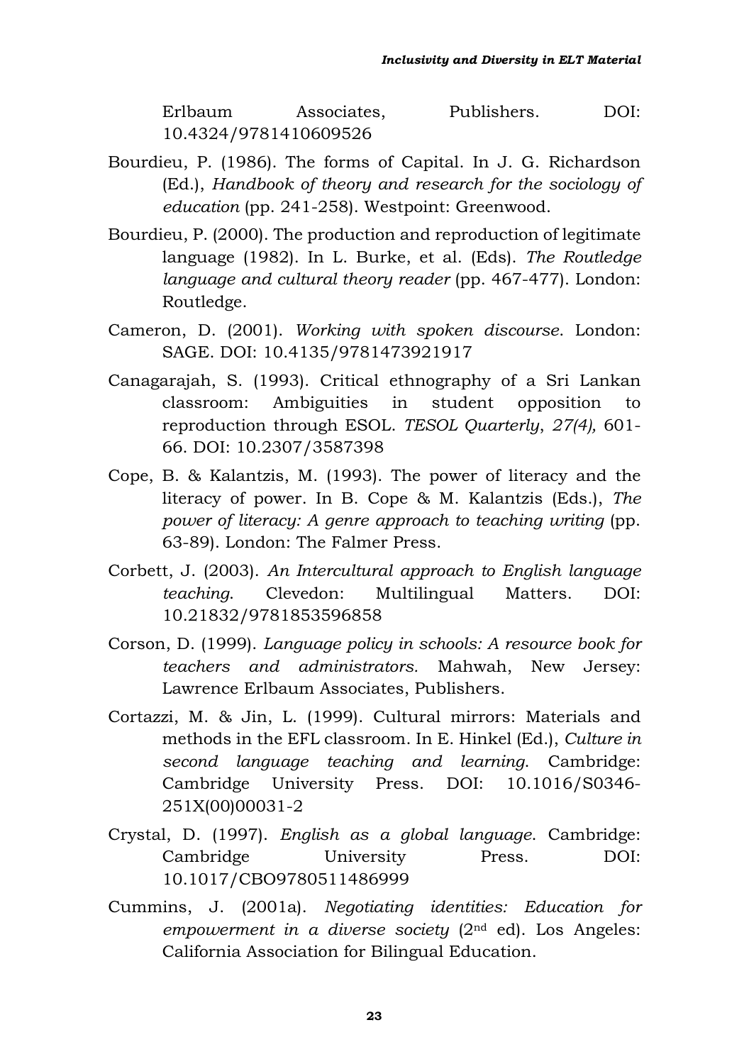Erlbaum Associates, Publishers. DOI: 10.4324/9781410609526

Bourdieu, P. (1986). The forms of Capital. In J. G. Richardson (Ed.), *Handbook of theory and research for the sociology of education* (pp. 241-258). Westpoint: Greenwood.

Bourdieu, P. (2000). The production and reproduction of legitimate language (1982). In L. Burke, et al. (Eds). *The Routledge language and cultural theory reader* (pp. 467-477). London: Routledge.

Cameron, D. (2001). *Working with spoken discourse*. London: SAGE. DOI: 10.4135/9781473921917

Canagarajah, S. (1993). Critical ethnography of a Sri Lankan classroom: Ambiguities in student opposition to reproduction through ESOL. *TESOL Quarterly*, *27(4),* 601-66. DOI: 10.2307/3587398

Cope, B. & Kalantzis, M. (1993). The power of literacy and the literacy of power. In B. Cope & M. Kalantzis (Eds.), *The power of literacy: A genre approach to teaching writing* (pp. 63-89). London: The Falmer Press.

Corbett, J. (2003). *An Intercultural approach to English language teaching*. Clevedon: Multilingual Matters. DOI: 10.21832/9781853596858

Corson, D. (1999). *Language policy in schools: A resource book for teachers and administrators*. Mahwah, New Jersey: Lawrence Erlbaum Associates, Publishers.

Cortazzi, M. & Jin, L. (1999). Cultural mirrors: Materials and methods in the EFL classroom. In E. Hinkel (Ed.), *Culture in second language teaching and learning*. Cambridge: Cambridge University Press. DOI: 10.1016/S0346-251X(00)00031-2

Crystal, D. (1997). *English as a global language*. Cambridge: Cambridge University Press. DOI: 10.1017/CBO9780511486999

Cummins, J. (2001a). *Negotiating identities: Education for empowerment in a diverse society* (2nd ed). Los Angeles: California Association for Bilingual Education.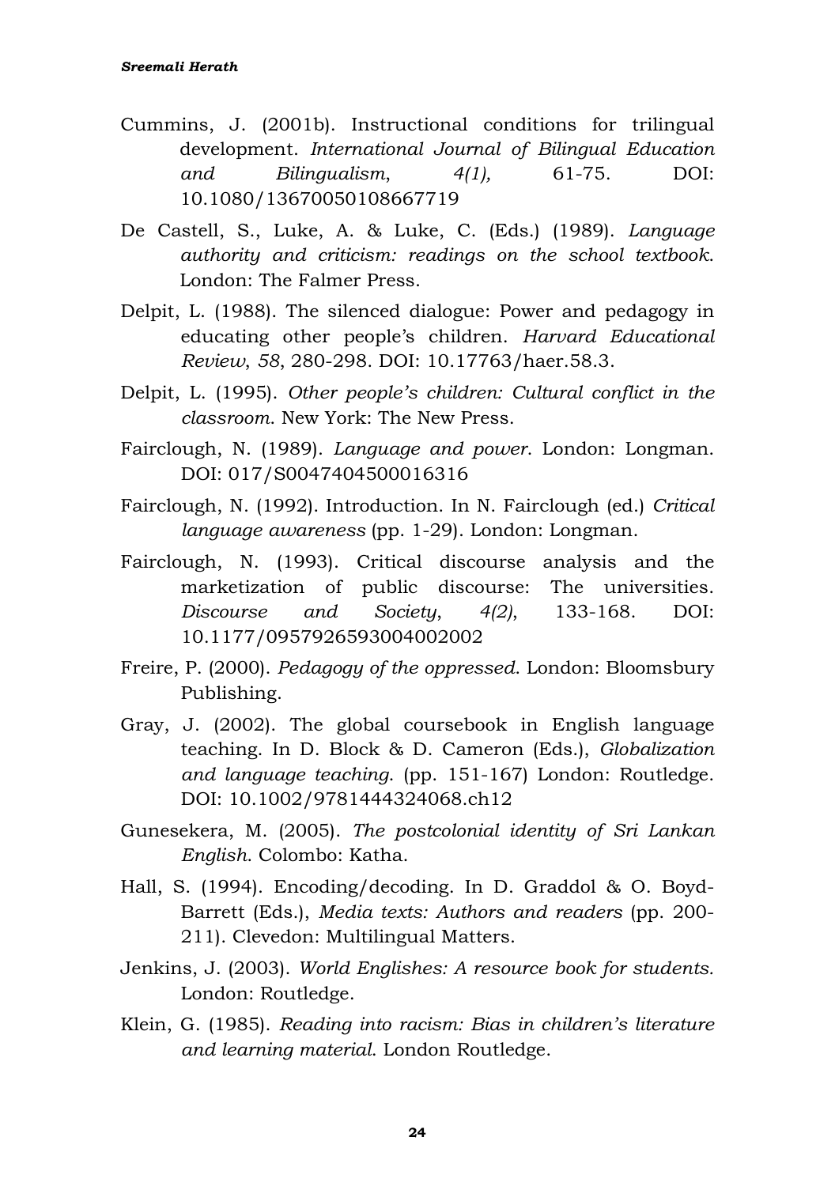Cummins, J. (2001b). Instructional conditions for trilingual development. *International Journal of Bilingual Education and Bilingualism*, *4(1),* 61-75. DOI: 10.1080/13670050108667719

De Castell, S., Luke, A. & Luke, C. (Eds.) (1989). *Language authority and criticism: readings on the school textbook*. London: The Falmer Press.

Delpit, L. (1988). The silenced dialogue: Power and pedagogy in educating other people's children. *Harvard Educational Review*, *58*, 280-298. DOI: 10.17763/haer.58.3.

Delpit, L. (1995). *Other people's children: Cultural conflict in the classroom*. New York: The New Press.

Fairclough, N. (1989). *Language and power*. London: Longman. DOI: 017/S0047404500016316

Fairclough, N. (1992). Introduction. In N. Fairclough (ed.) *Critical language awareness* (pp. 1-29). London: Longman.

Fairclough, N. (1993). Critical discourse analysis and the marketization of public discourse: The universities. *Discourse and Society*, *4(2)*, 133-168. DOI: 10.1177/0957926593004002002

Freire, P. (2000). *Pedagogy of the oppressed*. London: Bloomsbury Publishing.

Gray, J. (2002). The global coursebook in English language teaching. In D. Block & D. Cameron (Eds.), *Globalization and language teaching*. (pp. 151-167) London: Routledge. DOI: 10.1002/9781444324068.ch12

Gunesekera, M. (2005). *The postcolonial identity of Sri Lankan English*. Colombo: Katha.

Hall, S. (1994). Encoding/decoding. In D. Graddol & O. Boyd-Barrett (Eds.), *Media texts: Authors and readers* (pp. 200-211). Clevedon: Multilingual Matters.

Jenkins, J. (2003). *World Englishes: A resource book for students.* London: Routledge.

Klein, G. (1985). *Reading into racism: Bias in children's literature and learning material*. London Routledge.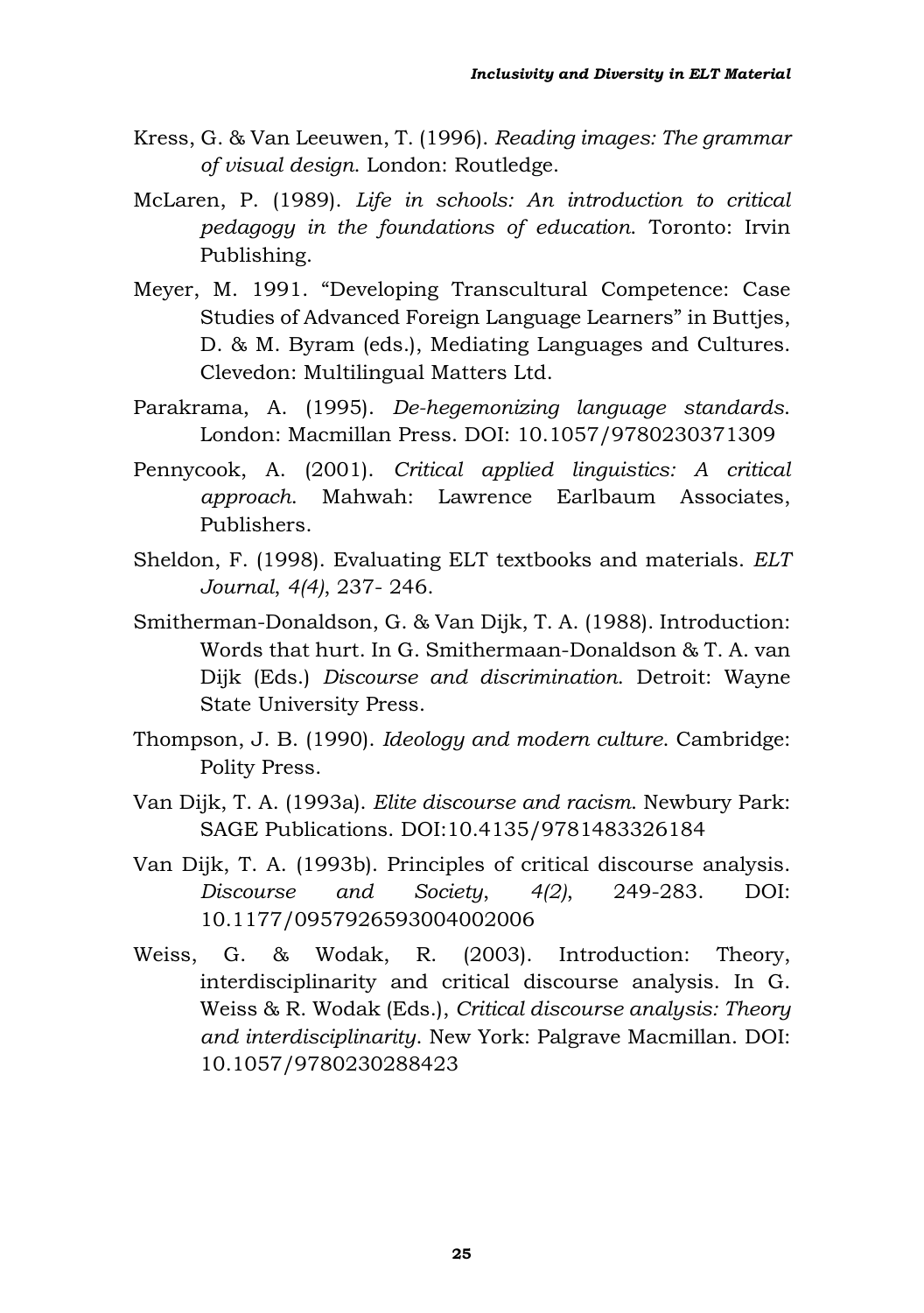Kress, G. & Van Leeuwen, T. (1996). *Reading images: The grammar of visual design*. London: Routledge.

McLaren, P. (1989). *Life in schools: An introduction to critical pedagogy in the foundations of education*. Toronto: Irvin Publishing.

Meyer, M. 1991. "Developing Transcultural Competence: Case Studies of Advanced Foreign Language Learners" in Buttjes, D. & M. Byram (eds.), Mediating Languages and Cultures. Clevedon: Multilingual Matters Ltd.

Parakrama, A. (1995). *De-hegemonizing language standards*. London: Macmillan Press. DOI: 10.1057/9780230371309

Pennycook, A. (2001). *Critical applied linguistics: A critical approach*. Mahwah: Lawrence Earlbaum Associates, Publishers.

Sheldon, F. (1998). Evaluating ELT textbooks and materials. *ELT Journal*, *4(4)*, 237- 246.

Smitherman-Donaldson, G. & Van Dijk, T. A. (1988). Introduction: Words that hurt. In G. Smithermaan-Donaldson & T. A. van Dijk (Eds.) *Discourse and discrimination*. Detroit: Wayne State University Press.

Thompson, J. B. (1990). *Ideology and modern culture*. Cambridge: Polity Press.

Van Dijk, T. A. (1993a). *Elite discourse and racism*. Newbury Park: SAGE Publications. DOI:10.4135/9781483326184

Van Dijk, T. A. (1993b). Principles of critical discourse analysis. *Discourse and Society*, *4(2)*, 249-283. DOI: 10.1177/0957926593004002006

Weiss, G. & Wodak, R. (2003). Introduction: Theory, interdisciplinarity and critical discourse analysis. In G. Weiss & R. Wodak (Eds.), *Critical discourse analysis: Theory and interdisciplinarity*. New York: Palgrave Macmillan. DOI: 10.1057/9780230288423